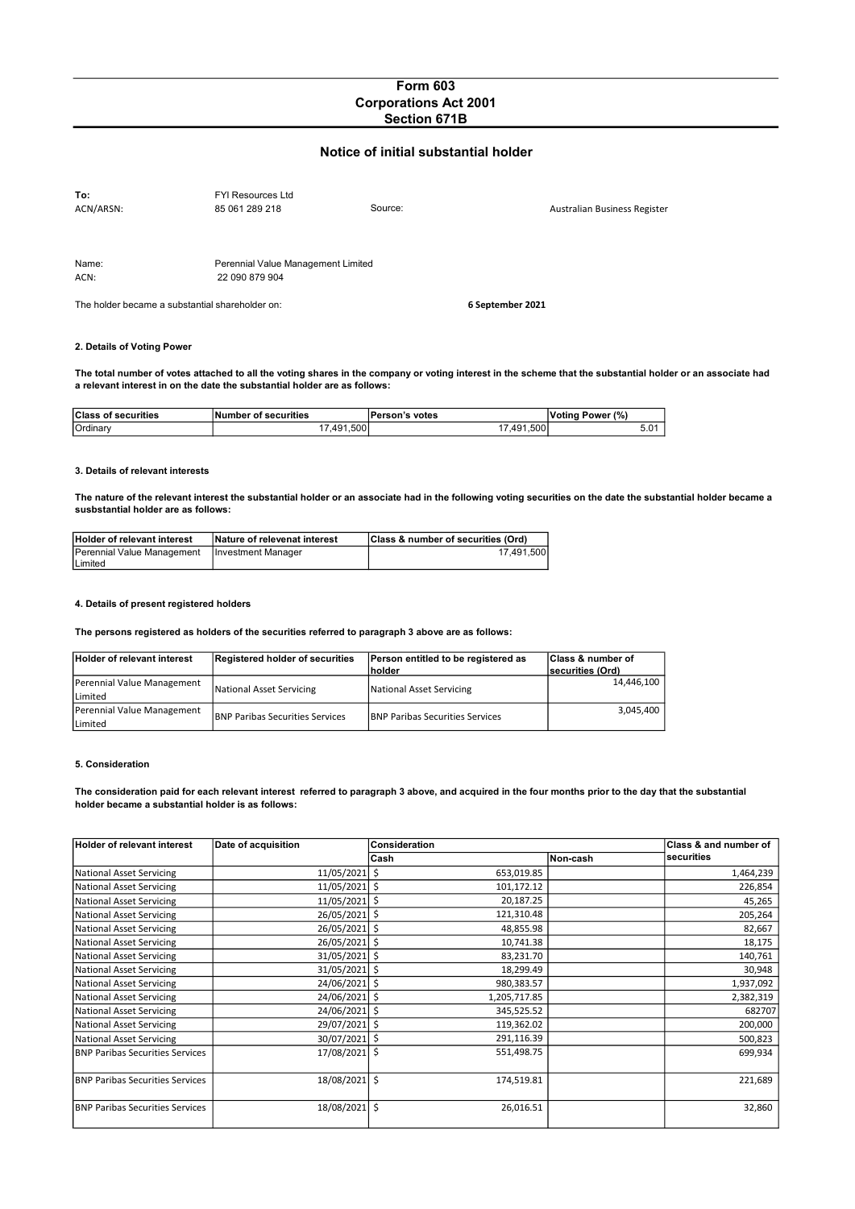# Form 603
## Corporations Act 2001
## Section 671B

### Notice of initial substantial holder

| | | | |
|---|---|---|---|
| **To:** | FYI Resources Ltd | | |
| ACN/ARSN: | 85 061 289 218 | Source: | Australian Business Register |

| | |
|---|---|
| Name: | Perennial Value Management Limited |
| ACN: | 22 090 879 904 |

The holder became a substantial shareholder on: **6 September 2021**

**2. Details of Voting Power**

**The total number of votes attached to all the voting shares in the company or voting interest in the scheme that the substantial holder or an associate had a relevant interest in on the date the substantial holder are as follows:**

| Class of securities | Number of securities | Person's votes | Voting Power (%) |
|---|---|---|---|
| Ordinary | 17,491,500 | 17,491,500 | 5.01 |

**3. Details of relevant interests**

**The nature of the relevant interest the substantial holder or an associate had in the following voting securities on the date the substantial holder became a susbstantial holder are as follows:**

| Holder of relevant interest | Nature of relevenat interest | Class & number of securities (Ord) |
|---|---|---|
| Perennial Value Management Limited | Investment Manager | 17,491,500 |

**4. Details of present registered holders**

**The persons registered as holders of the securities referred to paragraph 3 above are as follows:**

| Holder of relevant interest | Registered holder of securities | Person entitled to be registered as holder | Class & number of securities (Ord) |
|---|---|---|---|
| Perennial Value Management Limited | National Asset Servicing | National Asset Servicing | 14,446,100 |
| Perennial Value Management Limited | BNP Paribas Securities Services | BNP Paribas Securities Services | 3,045,400 |

**5. Consideration**

**The consideration paid for each relevant interest referred to paragraph 3 above, and acquired in the four months prior to the day that the substantial holder became a substantial holder is as follows:**

| Holder of relevant interest | Date of acquisition | Consideration | | Class & and number of securities |
|---|---|---|---|---|
| | | Cash | Non-cash | |
| National Asset Servicing | 11/05/2021 | $ 653,019.85 | | 1,464,239 |
| National Asset Servicing | 11/05/2021 | $ 101,172.12 | | 226,854 |
| National Asset Servicing | 11/05/2021 | $ 20,187.25 | | 45,265 |
| National Asset Servicing | 26/05/2021 | $ 121,310.48 | | 205,264 |
| National Asset Servicing | 26/05/2021 | $ 48,855.98 | | 82,667 |
| National Asset Servicing | 26/05/2021 | $ 10,741.38 | | 18,175 |
| National Asset Servicing | 31/05/2021 | $ 83,231.70 | | 140,761 |
| National Asset Servicing | 31/05/2021 | $ 18,299.49 | | 30,948 |
| National Asset Servicing | 24/06/2021 | $ 980,383.57 | | 1,937,092 |
| National Asset Servicing | 24/06/2021 | $ 1,205,717.85 | | 2,382,319 |
| National Asset Servicing | 24/06/2021 | $ 345,525.52 | | 682707 |
| National Asset Servicing | 29/07/2021 | $ 119,362.02 | | 200,000 |
| National Asset Servicing | 30/07/2021 | $ 291,116.39 | | 500,823 |
| BNP Paribas Securities Services | 17/08/2021 | $ 551,498.75 | | 699,934 |
| BNP Paribas Securities Services | 18/08/2021 | $ 174,519.81 | | 221,689 |
| BNP Paribas Securities Services | 18/08/2021 | $ 26,016.51 | | 32,860 |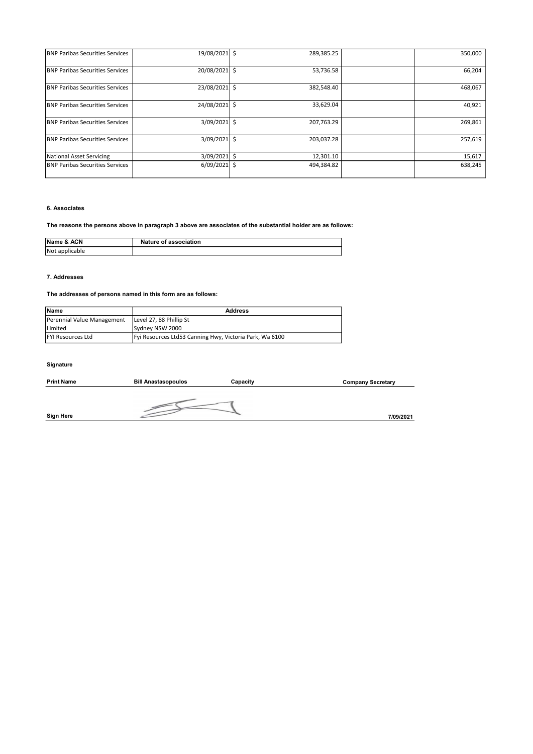| | | | | |
|---|---|---|---|---|
| BNP Paribas Securities Services | 19/08/2021 | $ 289,385.25 | | 350,000 |
| BNP Paribas Securities Services | 20/08/2021 | $ 53,736.58 | | 66,204 |
| BNP Paribas Securities Services | 23/08/2021 | $ 382,548.40 | | 468,067 |
| BNP Paribas Securities Services | 24/08/2021 | $ 33,629.04 | | 40,921 |
| BNP Paribas Securities Services | 3/09/2021 | $ 207,763.29 | | 269,861 |
| BNP Paribas Securities Services | 3/09/2021 | $ 203,037.28 | | 257,619 |
| National Asset Servicing | 3/09/2021 | $ 12,301.10 | | 15,617 |
| BNP Paribas Securities Services | 6/09/2021 | $ 494,384.82 | | 638,245 |

**6. Associates**

**The reasons the persons above in paragraph 3 above are associates of the substantial holder are as follows:**

| Name & ACN | Nature of association |
|---|---|
| Not applicable | |

**7. Addresses**

**The addresses of persons named in this form are as follows:**

| Name | Address |
|---|---|
| Perennial Value Management Limited | Level 27, 88 Phillip St Sydney NSW 2000 |
| FYI Resources Ltd | Fyi Resources Ltd53 Canning Hwy, Victoria Park, Wa 6100 |

**Signature**

| | | | |
|---|---|---|---|
| **Print Name** | **Bill Anastasopoulos** | **Capacity** | **Company Secretary** |
| **Sign Here** | | | **7/09/2021** |